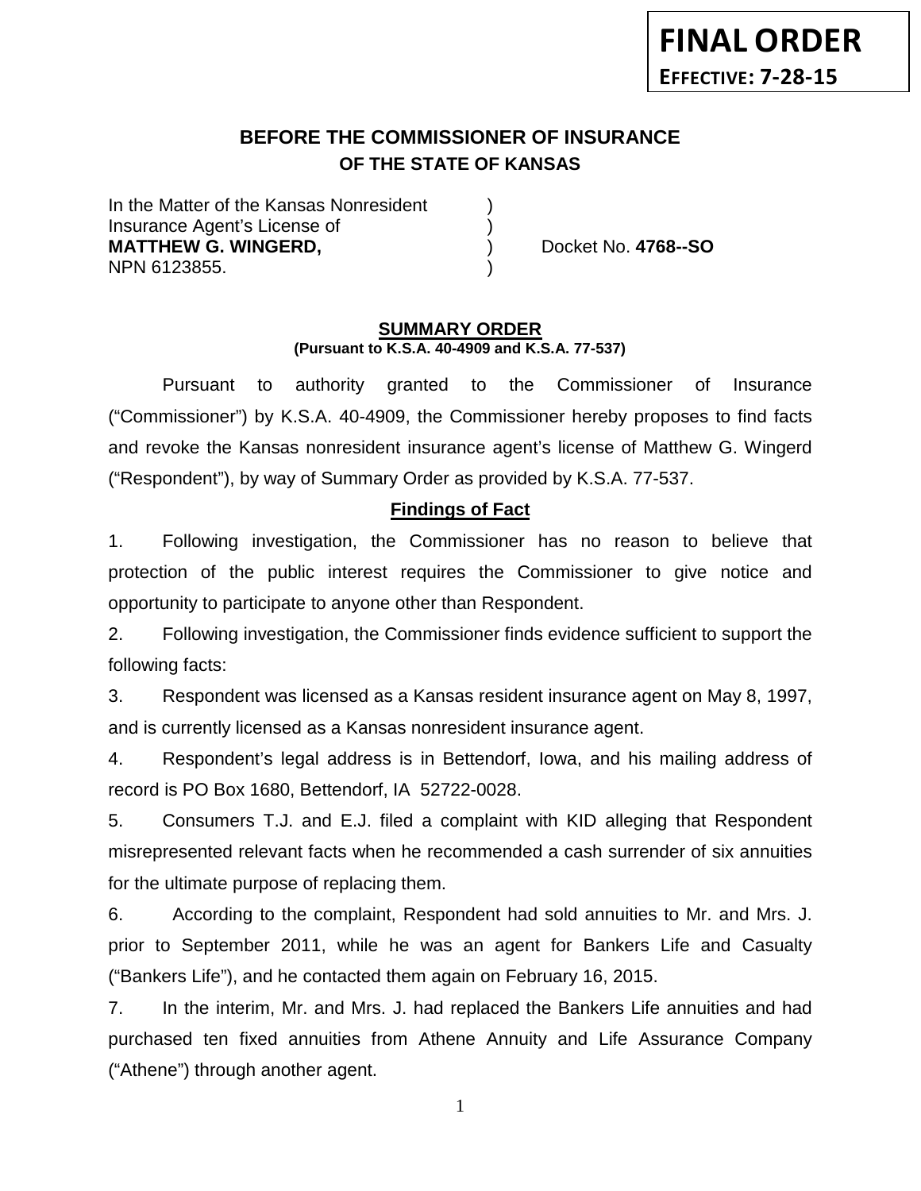**FINAL ORDER**
**EFFECTIVE: 7-28-15**

# BEFORE THE COMMISSIONER OF INSURANCE
## OF THE STATE OF KANSAS

In the Matter of the Kansas Nonresident )
Insurance Agent's License of )
**MATTHEW G. WINGERD,** ) Docket No. **4768--SO**
NPN 6123855. )

### SUMMARY ORDER
**(Pursuant to K.S.A. 40-4909 and K.S.A. 77-537)**

Pursuant to authority granted to the Commissioner of Insurance ("Commissioner") by K.S.A. 40-4909, the Commissioner hereby proposes to find facts and revoke the Kansas nonresident insurance agent's license of Matthew G. Wingerd ("Respondent"), by way of Summary Order as provided by K.S.A. 77-537.

### Findings of Fact

1. Following investigation, the Commissioner has no reason to believe that protection of the public interest requires the Commissioner to give notice and opportunity to participate to anyone other than Respondent.

2. Following investigation, the Commissioner finds evidence sufficient to support the following facts:

3. Respondent was licensed as a Kansas resident insurance agent on May 8, 1997, and is currently licensed as a Kansas nonresident insurance agent.

4. Respondent's legal address is in Bettendorf, Iowa, and his mailing address of record is PO Box 1680, Bettendorf, IA 52722-0028.

5. Consumers T.J. and E.J. filed a complaint with KID alleging that Respondent misrepresented relevant facts when he recommended a cash surrender of six annuities for the ultimate purpose of replacing them.

6. According to the complaint, Respondent had sold annuities to Mr. and Mrs. J. prior to September 2011, while he was an agent for Bankers Life and Casualty ("Bankers Life"), and he contacted them again on February 16, 2015.

7. In the interim, Mr. and Mrs. J. had replaced the Bankers Life annuities and had purchased ten fixed annuities from Athene Annuity and Life Assurance Company ("Athene") through another agent.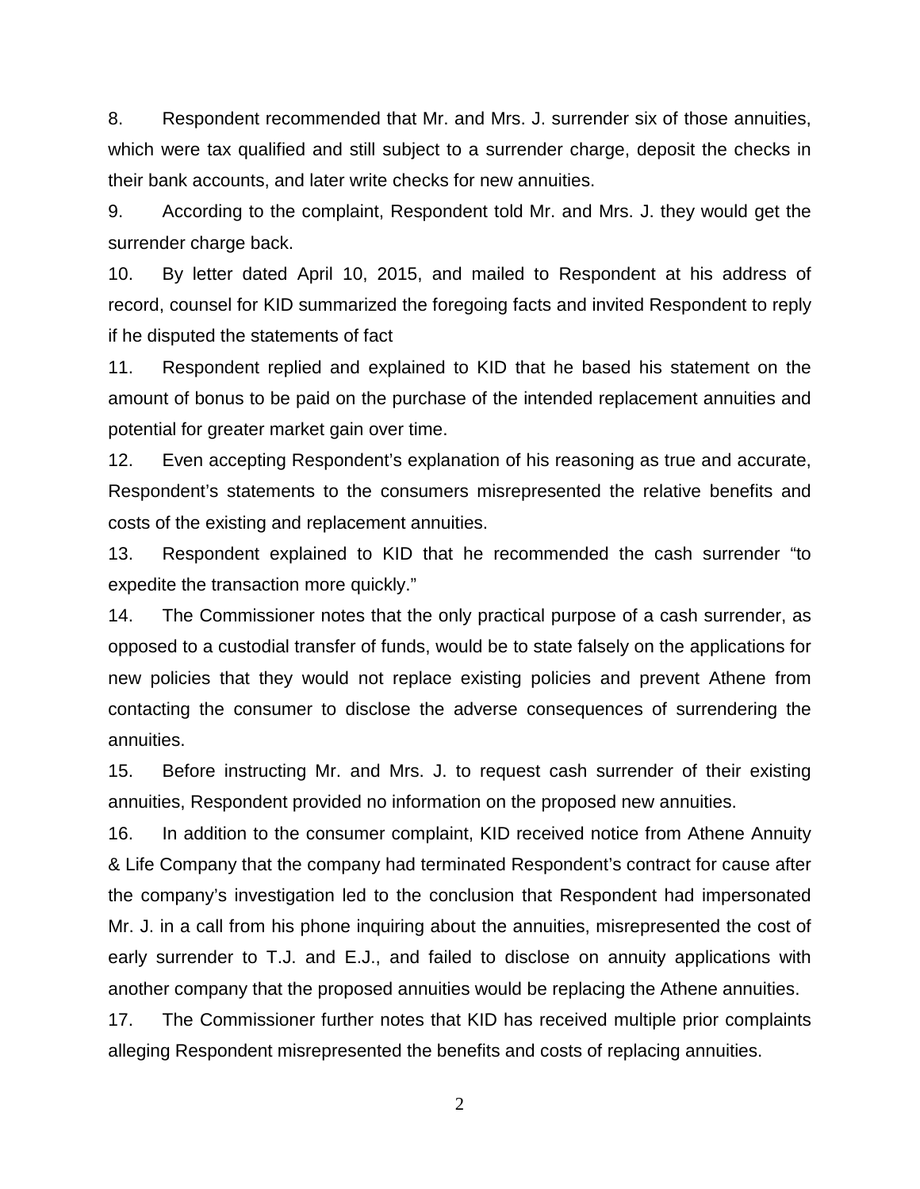8. Respondent recommended that Mr. and Mrs. J. surrender six of those annuities, which were tax qualified and still subject to a surrender charge, deposit the checks in their bank accounts, and later write checks for new annuities.

9. According to the complaint, Respondent told Mr. and Mrs. J. they would get the surrender charge back.

10. By letter dated April 10, 2015, and mailed to Respondent at his address of record, counsel for KID summarized the foregoing facts and invited Respondent to reply if he disputed the statements of fact

11. Respondent replied and explained to KID that he based his statement on the amount of bonus to be paid on the purchase of the intended replacement annuities and potential for greater market gain over time.

12. Even accepting Respondent's explanation of his reasoning as true and accurate, Respondent's statements to the consumers misrepresented the relative benefits and costs of the existing and replacement annuities.

13. Respondent explained to KID that he recommended the cash surrender "to expedite the transaction more quickly."

14. The Commissioner notes that the only practical purpose of a cash surrender, as opposed to a custodial transfer of funds, would be to state falsely on the applications for new policies that they would not replace existing policies and prevent Athene from contacting the consumer to disclose the adverse consequences of surrendering the annuities.

15. Before instructing Mr. and Mrs. J. to request cash surrender of their existing annuities, Respondent provided no information on the proposed new annuities.

16. In addition to the consumer complaint, KID received notice from Athene Annuity & Life Company that the company had terminated Respondent's contract for cause after the company's investigation led to the conclusion that Respondent had impersonated Mr. J. in a call from his phone inquiring about the annuities, misrepresented the cost of early surrender to T.J. and E.J., and failed to disclose on annuity applications with another company that the proposed annuities would be replacing the Athene annuities.

17. The Commissioner further notes that KID has received multiple prior complaints alleging Respondent misrepresented the benefits and costs of replacing annuities.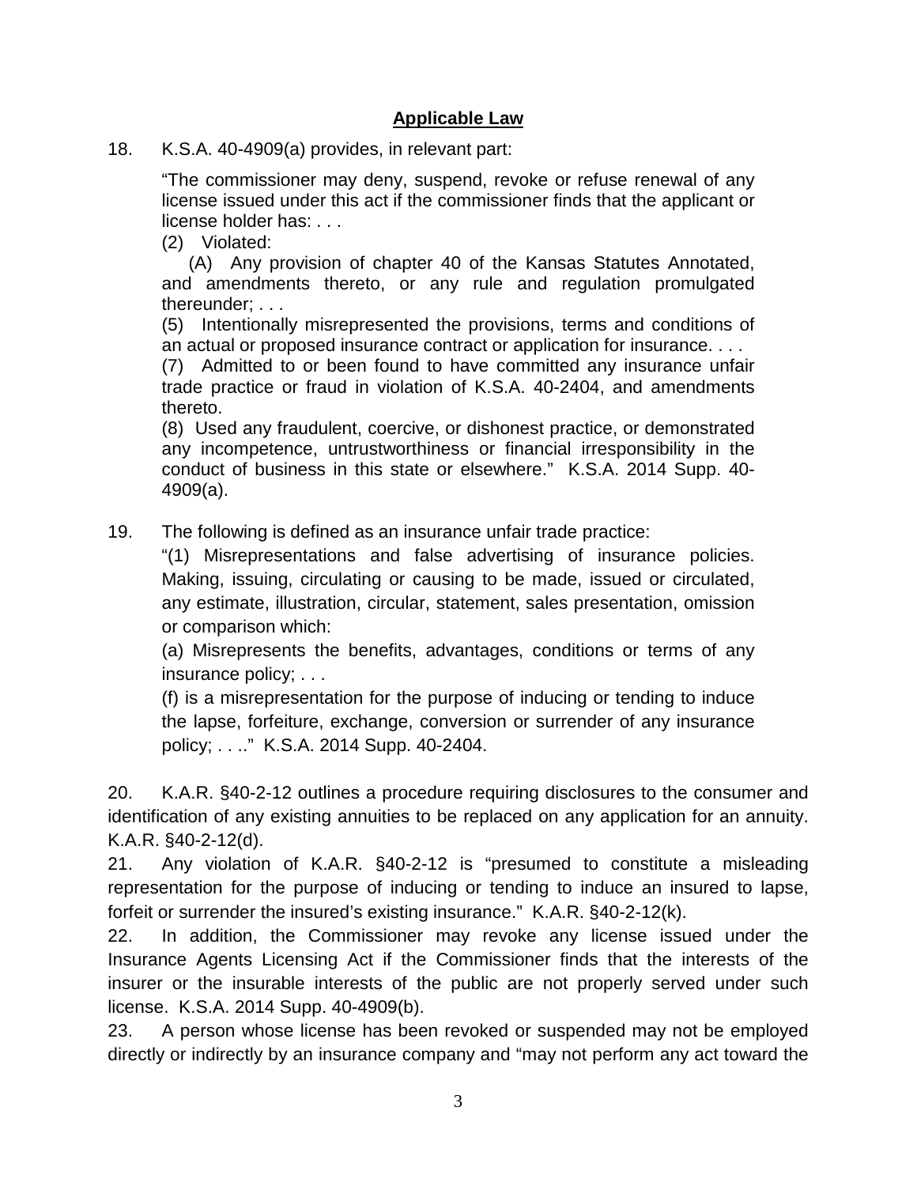## Applicable Law

18. K.S.A. 40-4909(a) provides, in relevant part:

> "The commissioner may deny, suspend, revoke or refuse renewal of any license issued under this act if the commissioner finds that the applicant or license holder has: . . .
>
> (2) Violated:
>
> (A) Any provision of chapter 40 of the Kansas Statutes Annotated, and amendments thereto, or any rule and regulation promulgated thereunder; . . .
>
> (5) Intentionally misrepresented the provisions, terms and conditions of an actual or proposed insurance contract or application for insurance. . . .
>
> (7) Admitted to or been found to have committed any insurance unfair trade practice or fraud in violation of K.S.A. 40-2404, and amendments thereto.
>
> (8) Used any fraudulent, coercive, or dishonest practice, or demonstrated any incompetence, untrustworthiness or financial irresponsibility in the conduct of business in this state or elsewhere." K.S.A. 2014 Supp. 40-4909(a).

19. The following is defined as an insurance unfair trade practice:

> "(1) Misrepresentations and false advertising of insurance policies. Making, issuing, circulating or causing to be made, issued or circulated, any estimate, illustration, circular, statement, sales presentation, omission or comparison which:
>
> (a) Misrepresents the benefits, advantages, conditions or terms of any insurance policy; . . .
>
> (f) is a misrepresentation for the purpose of inducing or tending to induce the lapse, forfeiture, exchange, conversion or surrender of any insurance policy; . . .." K.S.A. 2014 Supp. 40-2404.

20. K.A.R. §40-2-12 outlines a procedure requiring disclosures to the consumer and identification of any existing annuities to be replaced on any application for an annuity. K.A.R. §40-2-12(d).

21. Any violation of K.A.R. §40-2-12 is "presumed to constitute a misleading representation for the purpose of inducing or tending to induce an insured to lapse, forfeit or surrender the insured's existing insurance." K.A.R. §40-2-12(k).

22. In addition, the Commissioner may revoke any license issued under the Insurance Agents Licensing Act if the Commissioner finds that the interests of the insurer or the insurable interests of the public are not properly served under such license. K.S.A. 2014 Supp. 40-4909(b).

23. A person whose license has been revoked or suspended may not be employed directly or indirectly by an insurance company and "may not perform any act toward the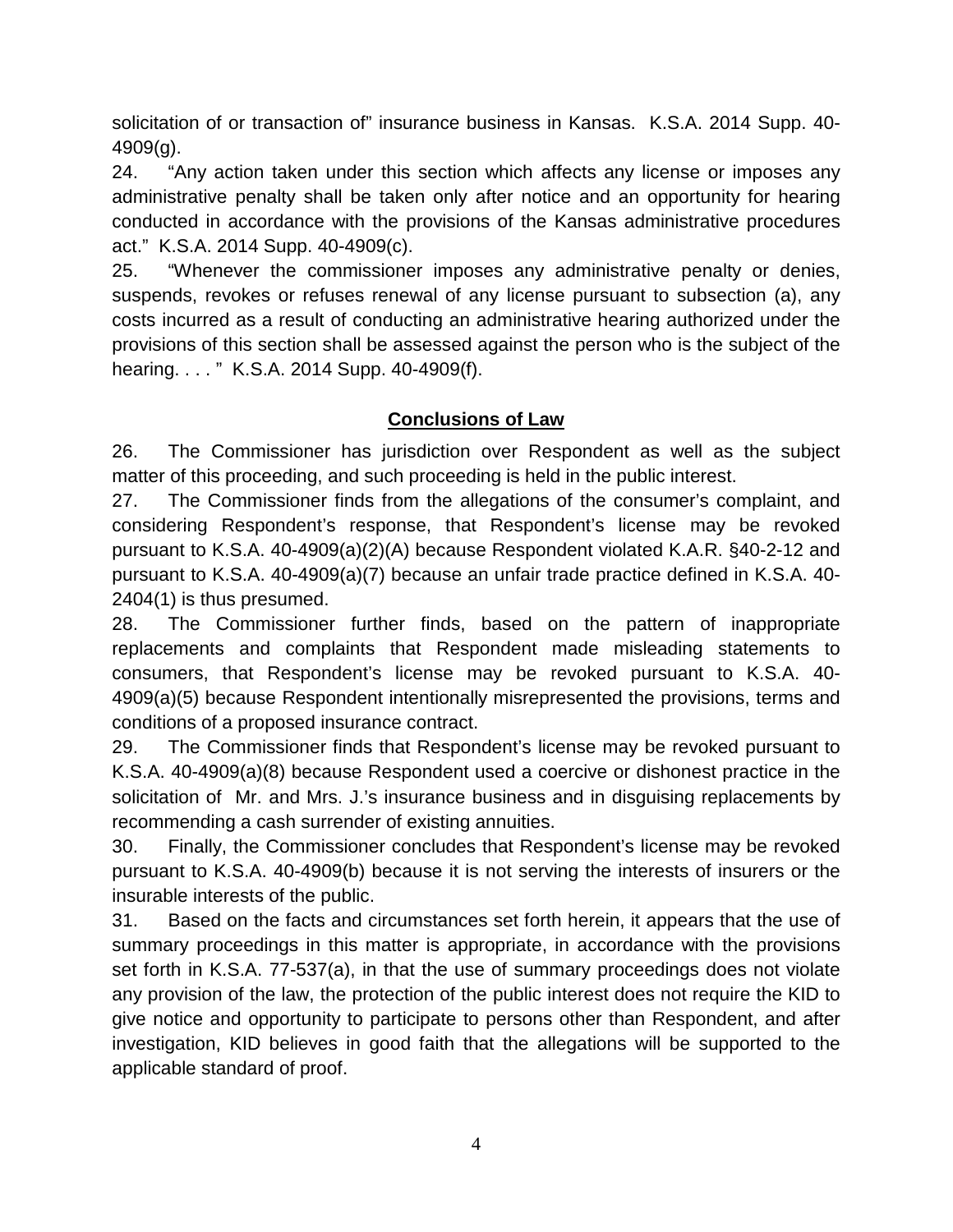solicitation of or transaction of" insurance business in Kansas. K.S.A. 2014 Supp. 40-4909(g).

24. "Any action taken under this section which affects any license or imposes any administrative penalty shall be taken only after notice and an opportunity for hearing conducted in accordance with the provisions of the Kansas administrative procedures act." K.S.A. 2014 Supp. 40-4909(c).

25. "Whenever the commissioner imposes any administrative penalty or denies, suspends, revokes or refuses renewal of any license pursuant to subsection (a), any costs incurred as a result of conducting an administrative hearing authorized under the provisions of this section shall be assessed against the person who is the subject of the hearing. . . . " K.S.A. 2014 Supp. 40-4909(f).

## Conclusions of Law

26. The Commissioner has jurisdiction over Respondent as well as the subject matter of this proceeding, and such proceeding is held in the public interest.

27. The Commissioner finds from the allegations of the consumer's complaint, and considering Respondent's response, that Respondent's license may be revoked pursuant to K.S.A. 40-4909(a)(2)(A) because Respondent violated K.A.R. §40-2-12 and pursuant to K.S.A. 40-4909(a)(7) because an unfair trade practice defined in K.S.A. 40-2404(1) is thus presumed.

28. The Commissioner further finds, based on the pattern of inappropriate replacements and complaints that Respondent made misleading statements to consumers, that Respondent's license may be revoked pursuant to K.S.A. 40-4909(a)(5) because Respondent intentionally misrepresented the provisions, terms and conditions of a proposed insurance contract.

29. The Commissioner finds that Respondent's license may be revoked pursuant to K.S.A. 40-4909(a)(8) because Respondent used a coercive or dishonest practice in the solicitation of Mr. and Mrs. J.'s insurance business and in disguising replacements by recommending a cash surrender of existing annuities.

30. Finally, the Commissioner concludes that Respondent's license may be revoked pursuant to K.S.A. 40-4909(b) because it is not serving the interests of insurers or the insurable interests of the public.

31. Based on the facts and circumstances set forth herein, it appears that the use of summary proceedings in this matter is appropriate, in accordance with the provisions set forth in K.S.A. 77-537(a), in that the use of summary proceedings does not violate any provision of the law, the protection of the public interest does not require the KID to give notice and opportunity to participate to persons other than Respondent, and after investigation, KID believes in good faith that the allegations will be supported to the applicable standard of proof.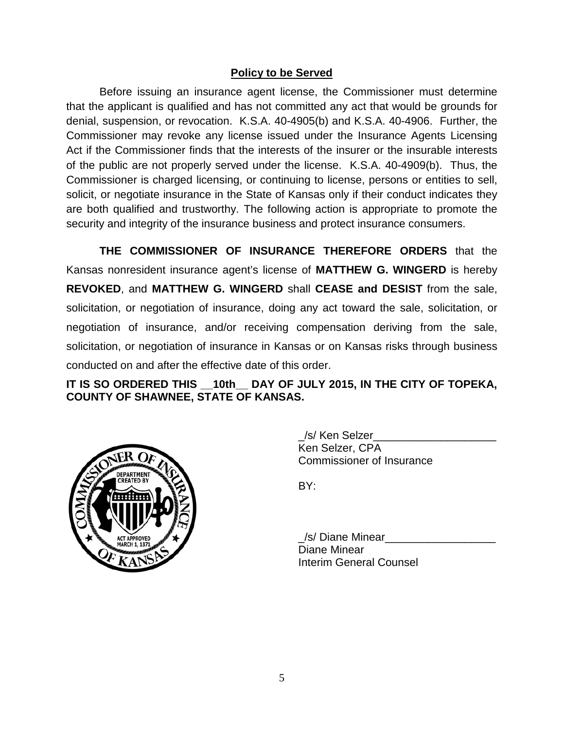## Policy to be Served

Before issuing an insurance agent license, the Commissioner must determine that the applicant is qualified and has not committed any act that would be grounds for denial, suspension, or revocation. K.S.A. 40-4905(b) and K.S.A. 40-4906. Further, the Commissioner may revoke any license issued under the Insurance Agents Licensing Act if the Commissioner finds that the interests of the insurer or the insurable interests of the public are not properly served under the license. K.S.A. 40-4909(b). Thus, the Commissioner is charged licensing, or continuing to license, persons or entities to sell, solicit, or negotiate insurance in the State of Kansas only if their conduct indicates they are both qualified and trustworthy. The following action is appropriate to promote the security and integrity of the insurance business and protect insurance consumers.

**THE COMMISSIONER OF INSURANCE THEREFORE ORDERS** that the Kansas nonresident insurance agent's license of **MATTHEW G. WINGERD** is hereby **REVOKED**, and **MATTHEW G. WINGERD** shall **CEASE and DESIST** from the sale, solicitation, or negotiation of insurance, doing any act toward the sale, solicitation, or negotiation of insurance, and/or receiving compensation deriving from the sale, solicitation, or negotiation of insurance in Kansas or on Kansas risks through business conducted on and after the effective date of this order.

**IT IS SO ORDERED THIS __10th__ DAY OF JULY 2015, IN THE CITY OF TOPEKA, COUNTY OF SHAWNEE, STATE OF KANSAS.**

_/s/ Ken Selzer____________________
Ken Selzer, CPA
Commissioner of Insurance

BY:

_/s/ Diane Minear__________________
Diane Minear
Interim General Counsel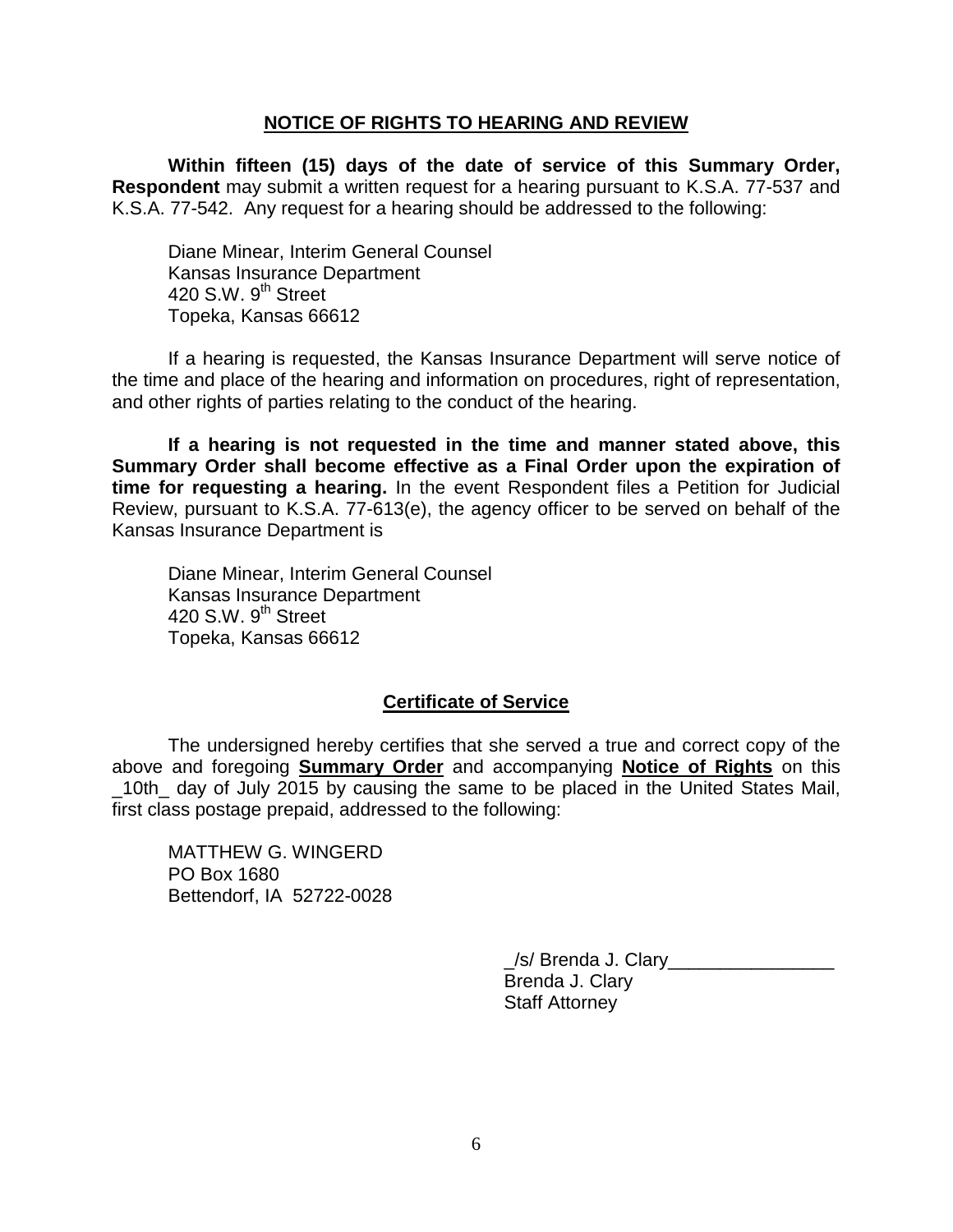## **NOTICE OF RIGHTS TO HEARING AND REVIEW**

**Within fifteen (15) days of the date of service of this Summary Order, Respondent** may submit a written request for a hearing pursuant to K.S.A. 77-537 and K.S.A. 77-542. Any request for a hearing should be addressed to the following:

Diane Minear, Interim General Counsel
Kansas Insurance Department
420 S.W. 9th Street
Topeka, Kansas 66612

If a hearing is requested, the Kansas Insurance Department will serve notice of the time and place of the hearing and information on procedures, right of representation, and other rights of parties relating to the conduct of the hearing.

**If a hearing is not requested in the time and manner stated above, this Summary Order shall become effective as a Final Order upon the expiration of time for requesting a hearing.** In the event Respondent files a Petition for Judicial Review, pursuant to K.S.A. 77-613(e), the agency officer to be served on behalf of the Kansas Insurance Department is

Diane Minear, Interim General Counsel
Kansas Insurance Department
420 S.W. 9th Street
Topeka, Kansas 66612

## **Certificate of Service**

The undersigned hereby certifies that she served a true and correct copy of the above and foregoing **Summary Order** and accompanying **Notice of Rights** on this _10th_ day of July 2015 by causing the same to be placed in the United States Mail, first class postage prepaid, addressed to the following:

MATTHEW G. WINGERD
PO Box 1680
Bettendorf, IA 52722-0028

_/s/ Brenda J. Clary________________
Brenda J. Clary
Staff Attorney